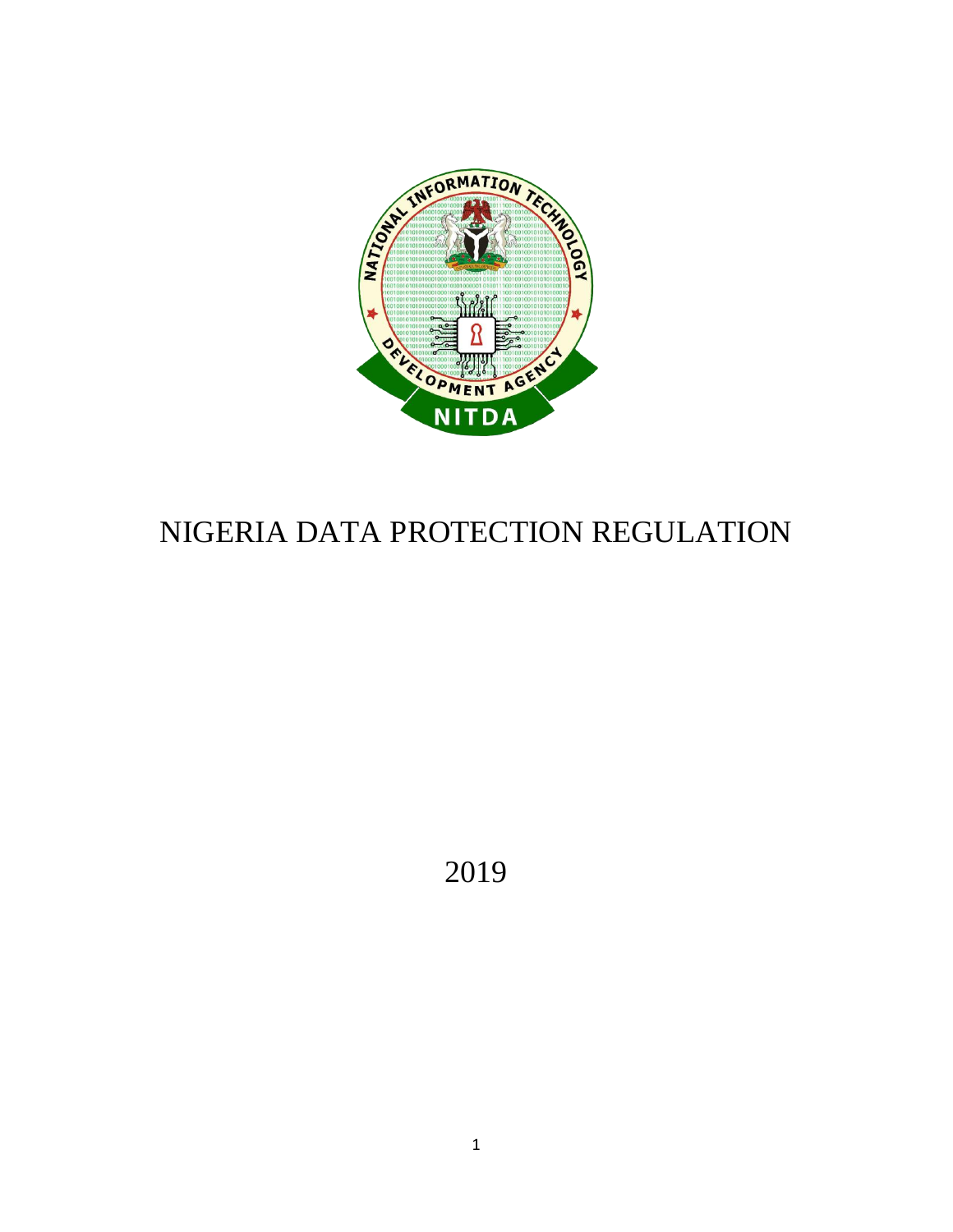# NIGERIA DATA PROTECTION REGULATION

2019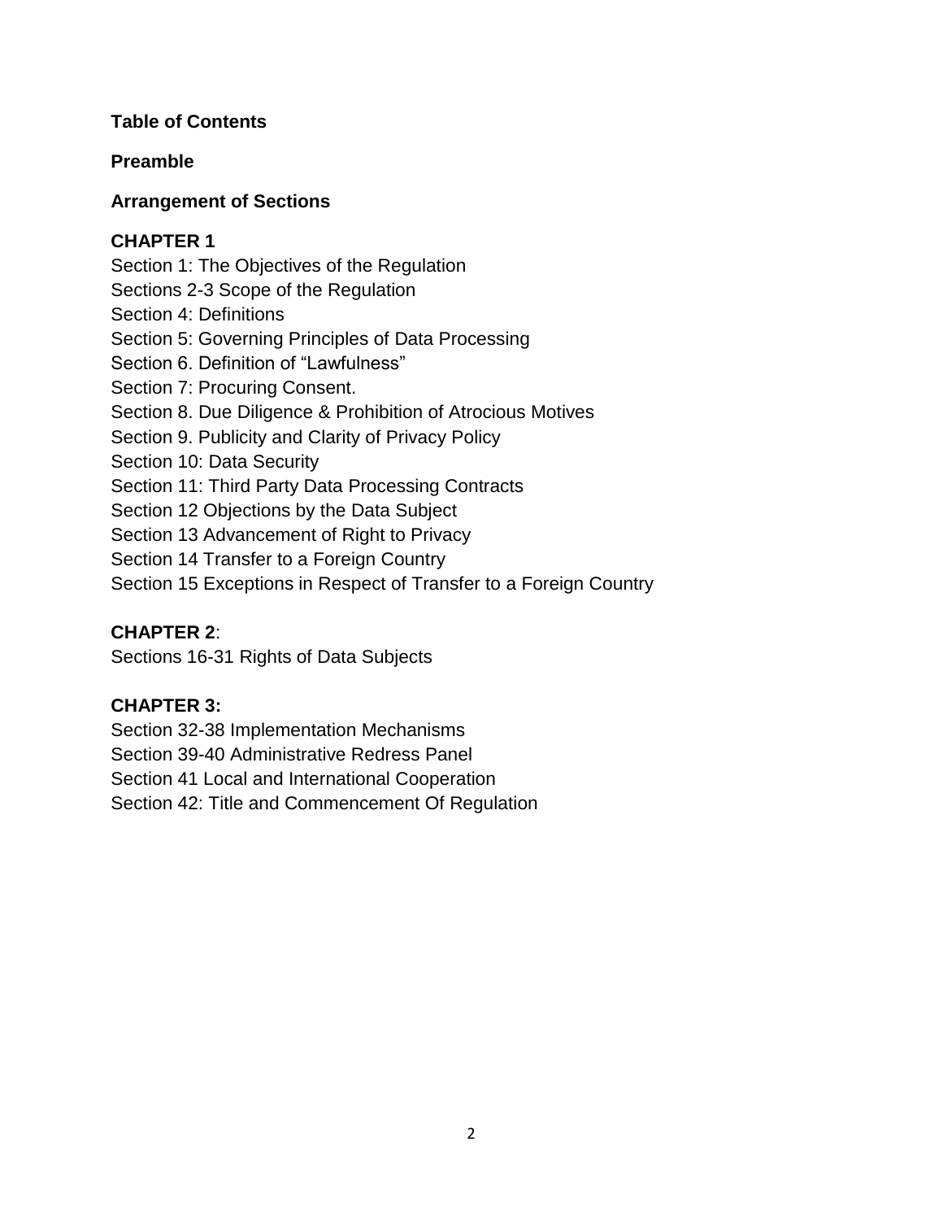**Table of Contents**

**Preamble**

**Arrangement of Sections**

**CHAPTER 1**

Section 1: The Objectives of the Regulation
Sections 2-3 Scope of the Regulation
Section 4: Definitions
Section 5: Governing Principles of Data Processing
Section 6. Definition of "Lawfulness"
Section 7: Procuring Consent.
Section 8. Due Diligence & Prohibition of Atrocious Motives
Section 9. Publicity and Clarity of Privacy Policy
Section 10: Data Security
Section 11: Third Party Data Processing Contracts
Section 12 Objections by the Data Subject
Section 13 Advancement of Right to Privacy
Section 14 Transfer to a Foreign Country
Section 15 Exceptions in Respect of Transfer to a Foreign Country

**CHAPTER 2**:

Sections 16-31 Rights of Data Subjects

**CHAPTER 3:**

Section 32-38 Implementation Mechanisms
Section 39-40 Administrative Redress Panel
Section 41 Local and International Cooperation
Section 42: Title and Commencement Of Regulation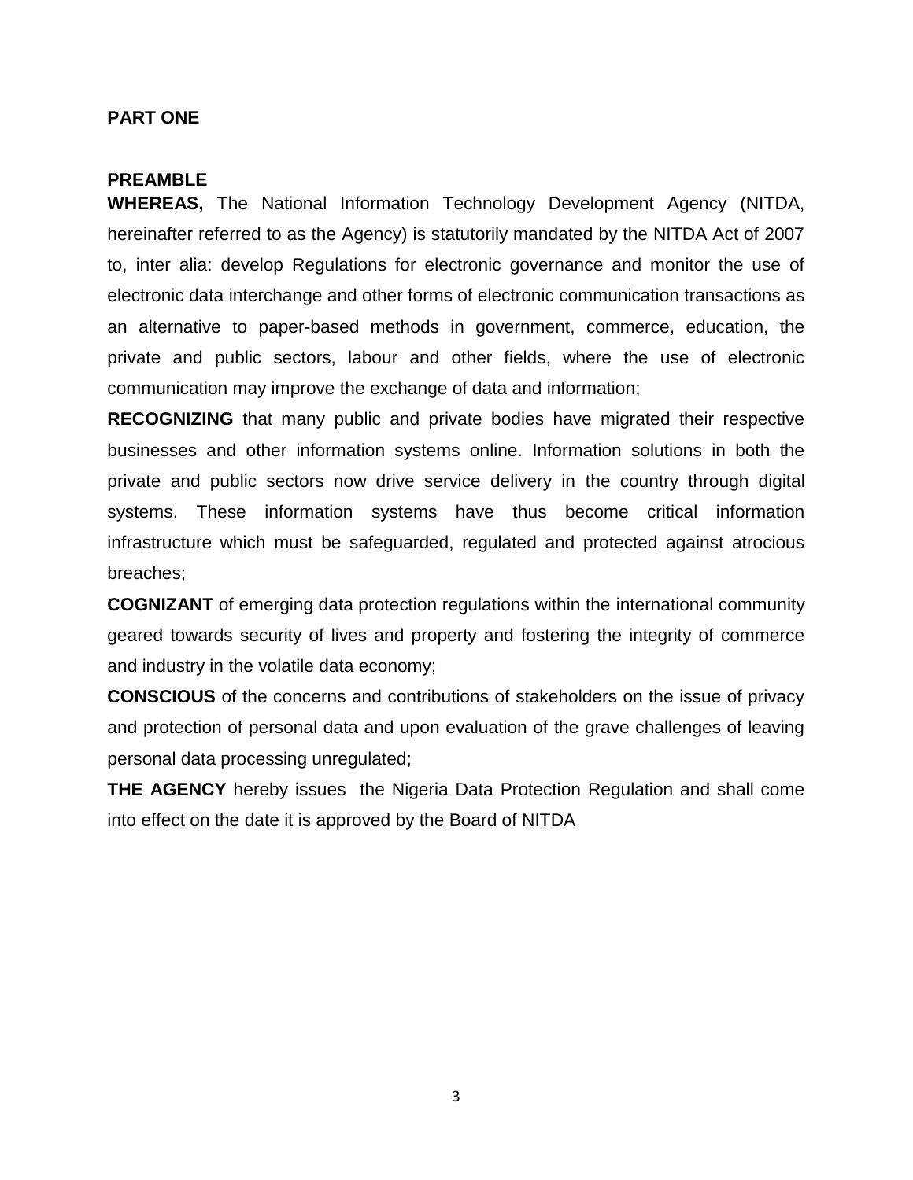## PART ONE

### PREAMBLE

**WHEREAS,** The National Information Technology Development Agency (NITDA, hereinafter referred to as the Agency) is statutorily mandated by the NITDA Act of 2007 to, inter alia: develop Regulations for electronic governance and monitor the use of electronic data interchange and other forms of electronic communication transactions as an alternative to paper-based methods in government, commerce, education, the private and public sectors, labour and other fields, where the use of electronic communication may improve the exchange of data and information;

**RECOGNIZING** that many public and private bodies have migrated their respective businesses and other information systems online. Information solutions in both the private and public sectors now drive service delivery in the country through digital systems. These information systems have thus become critical information infrastructure which must be safeguarded, regulated and protected against atrocious breaches;

**COGNIZANT** of emerging data protection regulations within the international community geared towards security of lives and property and fostering the integrity of commerce and industry in the volatile data economy;

**CONSCIOUS** of the concerns and contributions of stakeholders on the issue of privacy and protection of personal data and upon evaluation of the grave challenges of leaving personal data processing unregulated;

**THE AGENCY** hereby issues the Nigeria Data Protection Regulation and shall come into effect on the date it is approved by the Board of NITDA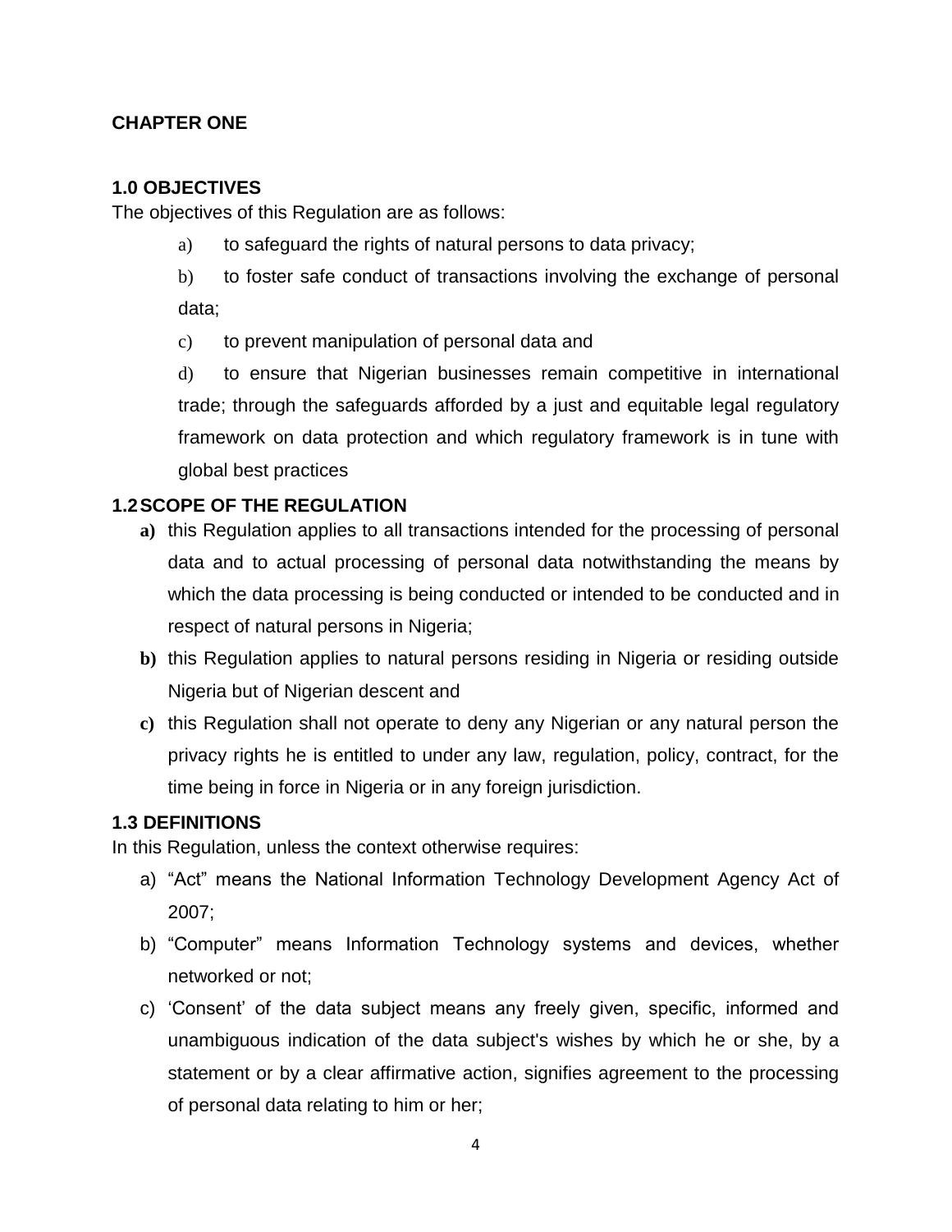## CHAPTER ONE

### 1.0 OBJECTIVES

The objectives of this Regulation are as follows:

a) to safeguard the rights of natural persons to data privacy;

b) to foster safe conduct of transactions involving the exchange of personal data;

c) to prevent manipulation of personal data and

d) to ensure that Nigerian businesses remain competitive in international trade; through the safeguards afforded by a just and equitable legal regulatory framework on data protection and which regulatory framework is in tune with global best practices

### 1.2 SCOPE OF THE REGULATION

**a)** this Regulation applies to all transactions intended for the processing of personal data and to actual processing of personal data notwithstanding the means by which the data processing is being conducted or intended to be conducted and in respect of natural persons in Nigeria;

**b)** this Regulation applies to natural persons residing in Nigeria or residing outside Nigeria but of Nigerian descent and

**c)** this Regulation shall not operate to deny any Nigerian or any natural person the privacy rights he is entitled to under any law, regulation, policy, contract, for the time being in force in Nigeria or in any foreign jurisdiction.

### 1.3 DEFINITIONS

In this Regulation, unless the context otherwise requires:

a) "Act" means the National Information Technology Development Agency Act of 2007;

b) "Computer" means Information Technology systems and devices, whether networked or not;

c) 'Consent' of the data subject means any freely given, specific, informed and unambiguous indication of the data subject's wishes by which he or she, by a statement or by a clear affirmative action, signifies agreement to the processing of personal data relating to him or her;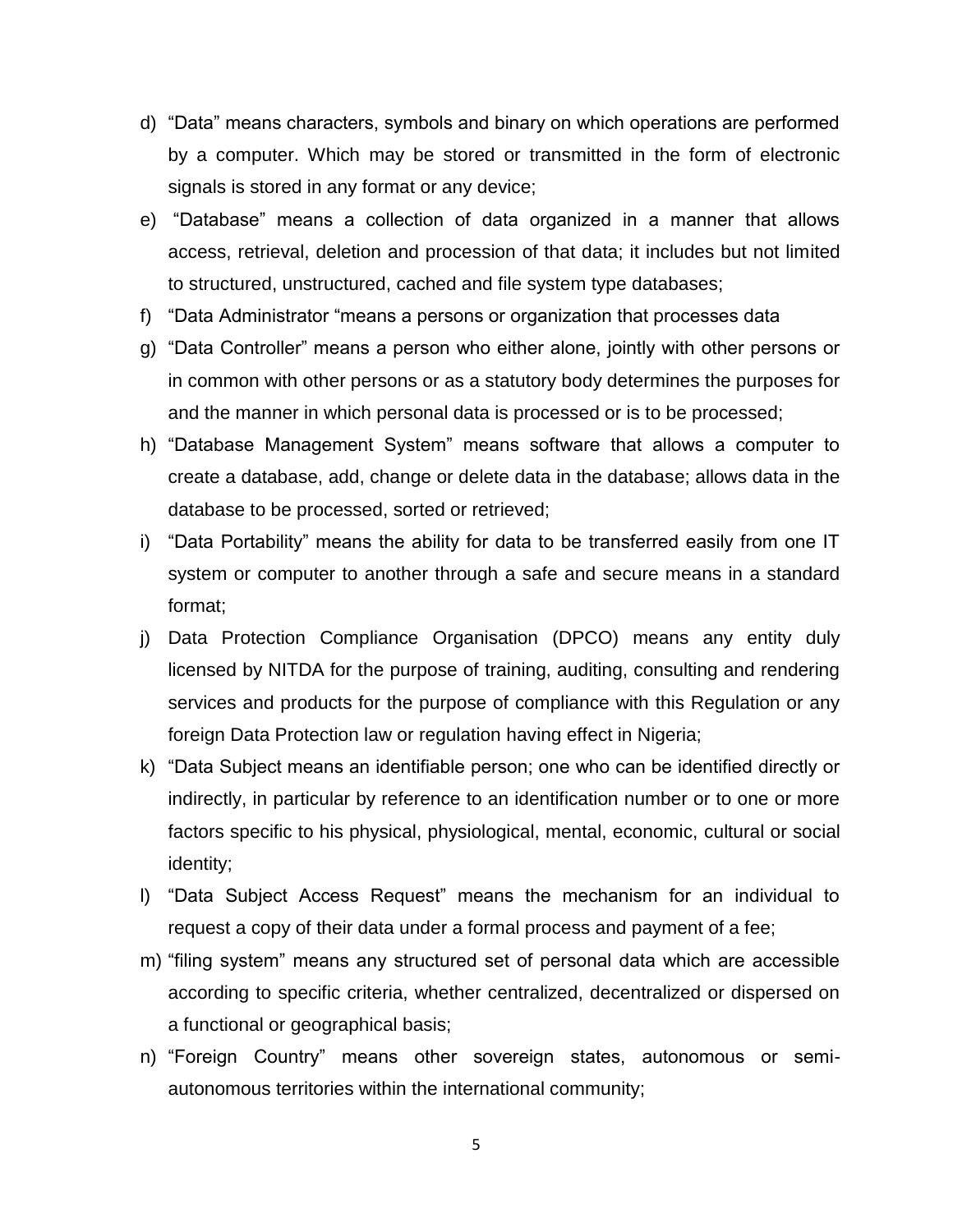d) "Data" means characters, symbols and binary on which operations are performed by a computer. Which may be stored or transmitted in the form of electronic signals is stored in any format or any device;

e) "Database" means a collection of data organized in a manner that allows access, retrieval, deletion and procession of that data; it includes but not limited to structured, unstructured, cached and file system type databases;

f) "Data Administrator "means a persons or organization that processes data

g) "Data Controller" means a person who either alone, jointly with other persons or in common with other persons or as a statutory body determines the purposes for and the manner in which personal data is processed or is to be processed;

h) "Database Management System" means software that allows a computer to create a database, add, change or delete data in the database; allows data in the database to be processed, sorted or retrieved;

i) "Data Portability" means the ability for data to be transferred easily from one IT system or computer to another through a safe and secure means in a standard format;

j) Data Protection Compliance Organisation (DPCO) means any entity duly licensed by NITDA for the purpose of training, auditing, consulting and rendering services and products for the purpose of compliance with this Regulation or any foreign Data Protection law or regulation having effect in Nigeria;

k) "Data Subject means an identifiable person; one who can be identified directly or indirectly, in particular by reference to an identification number or to one or more factors specific to his physical, physiological, mental, economic, cultural or social identity;

l) "Data Subject Access Request" means the mechanism for an individual to request a copy of their data under a formal process and payment of a fee;

m) "filing system" means any structured set of personal data which are accessible according to specific criteria, whether centralized, decentralized or dispersed on a functional or geographical basis;

n) "Foreign Country" means other sovereign states, autonomous or semi-autonomous territories within the international community;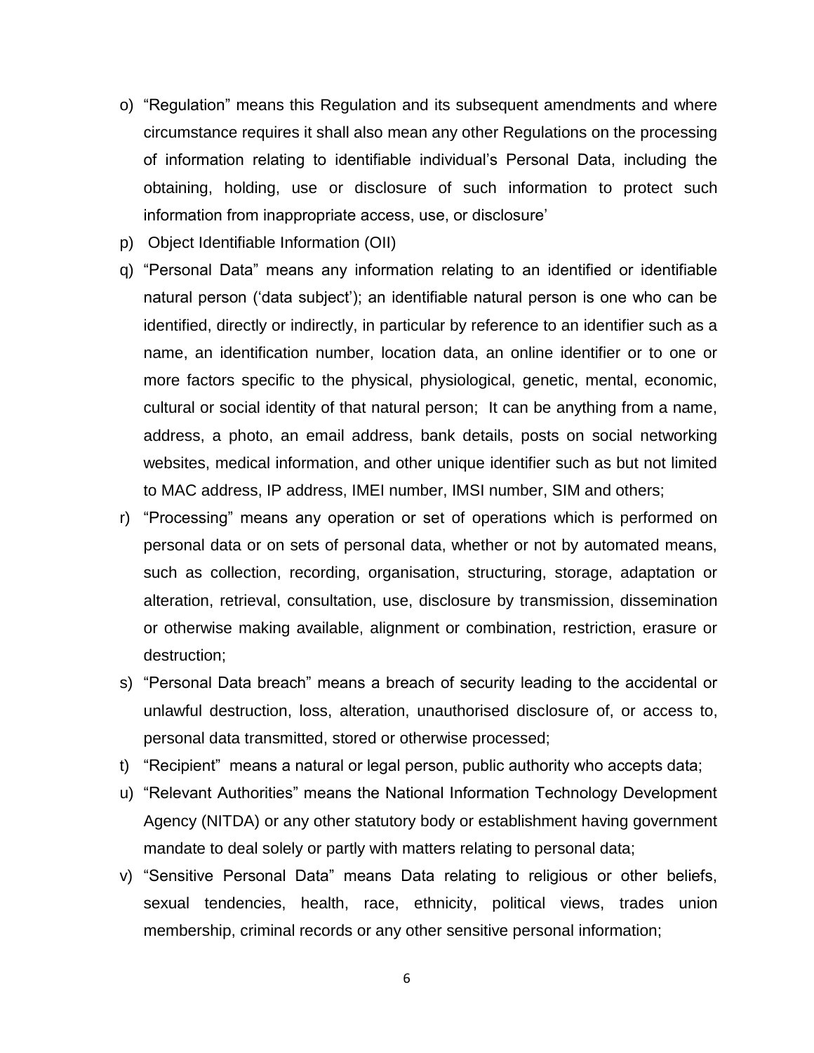o) "Regulation" means this Regulation and its subsequent amendments and where circumstance requires it shall also mean any other Regulations on the processing of information relating to identifiable individual's Personal Data, including the obtaining, holding, use or disclosure of such information to protect such information from inappropriate access, use, or disclosure'

p) Object Identifiable Information (OII)

q) "Personal Data" means any information relating to an identified or identifiable natural person ('data subject'); an identifiable natural person is one who can be identified, directly or indirectly, in particular by reference to an identifier such as a name, an identification number, location data, an online identifier or to one or more factors specific to the physical, physiological, genetic, mental, economic, cultural or social identity of that natural person; It can be anything from a name, address, a photo, an email address, bank details, posts on social networking websites, medical information, and other unique identifier such as but not limited to MAC address, IP address, IMEI number, IMSI number, SIM and others;

r) "Processing" means any operation or set of operations which is performed on personal data or on sets of personal data, whether or not by automated means, such as collection, recording, organisation, structuring, storage, adaptation or alteration, retrieval, consultation, use, disclosure by transmission, dissemination or otherwise making available, alignment or combination, restriction, erasure or destruction;

s) "Personal Data breach" means a breach of security leading to the accidental or unlawful destruction, loss, alteration, unauthorised disclosure of, or access to, personal data transmitted, stored or otherwise processed;

t) "Recipient" means a natural or legal person, public authority who accepts data;

u) "Relevant Authorities" means the National Information Technology Development Agency (NITDA) or any other statutory body or establishment having government mandate to deal solely or partly with matters relating to personal data;

v) "Sensitive Personal Data" means Data relating to religious or other beliefs, sexual tendencies, health, race, ethnicity, political views, trades union membership, criminal records or any other sensitive personal information;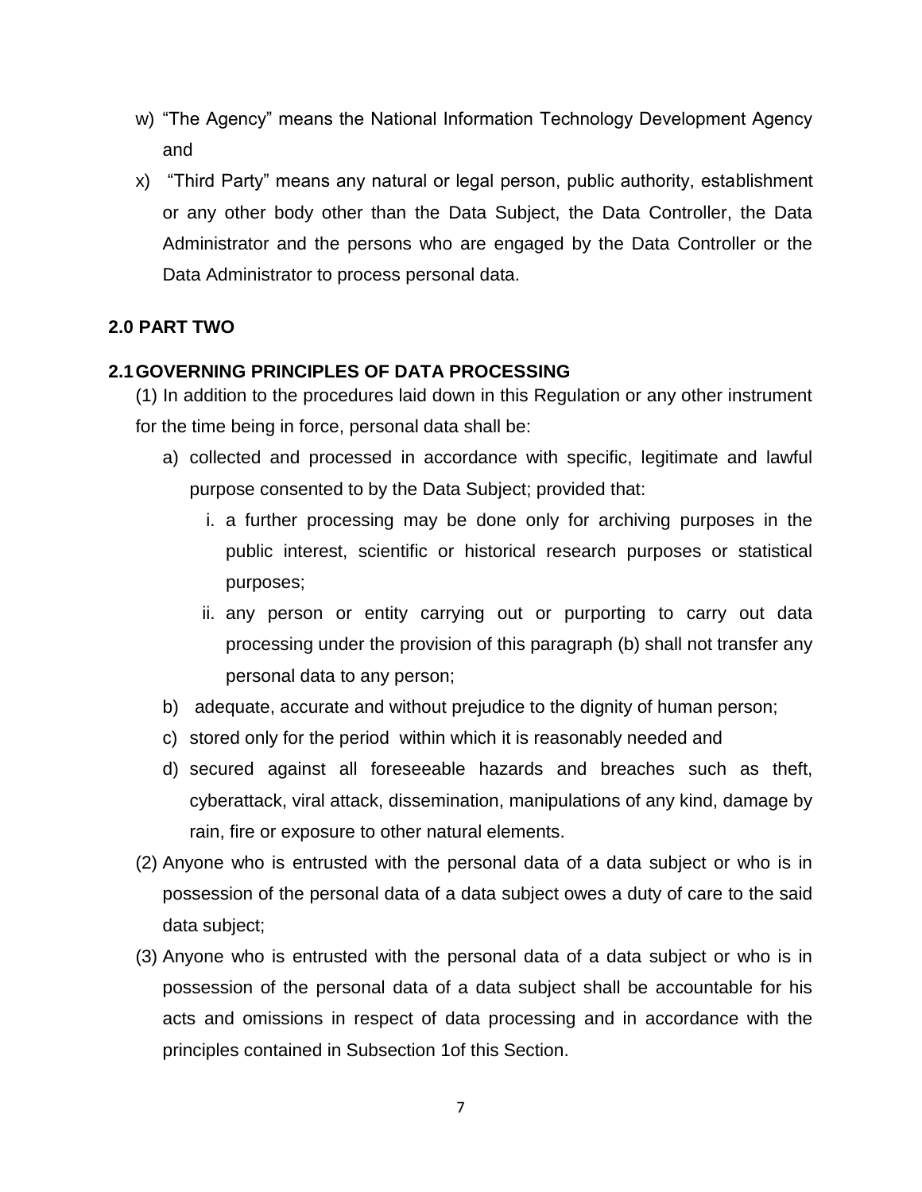w) "The Agency" means the National Information Technology Development Agency and

x) "Third Party" means any natural or legal person, public authority, establishment or any other body other than the Data Subject, the Data Controller, the Data Administrator and the persons who are engaged by the Data Controller or the Data Administrator to process personal data.

## 2.0 PART TWO

### 2.1 GOVERNING PRINCIPLES OF DATA PROCESSING

(1) In addition to the procedures laid down in this Regulation or any other instrument for the time being in force, personal data shall be:

a) collected and processed in accordance with specific, legitimate and lawful purpose consented to by the Data Subject; provided that:
   i. a further processing may be done only for archiving purposes in the public interest, scientific or historical research purposes or statistical purposes;
   ii. any person or entity carrying out or purporting to carry out data processing under the provision of this paragraph (b) shall not transfer any personal data to any person;

b) adequate, accurate and without prejudice to the dignity of human person;

c) stored only for the period within which it is reasonably needed and

d) secured against all foreseeable hazards and breaches such as theft, cyberattack, viral attack, dissemination, manipulations of any kind, damage by rain, fire or exposure to other natural elements.

(2) Anyone who is entrusted with the personal data of a data subject or who is in possession of the personal data of a data subject owes a duty of care to the said data subject;

(3) Anyone who is entrusted with the personal data of a data subject or who is in possession of the personal data of a data subject shall be accountable for his acts and omissions in respect of data processing and in accordance with the principles contained in Subsection 1of this Section.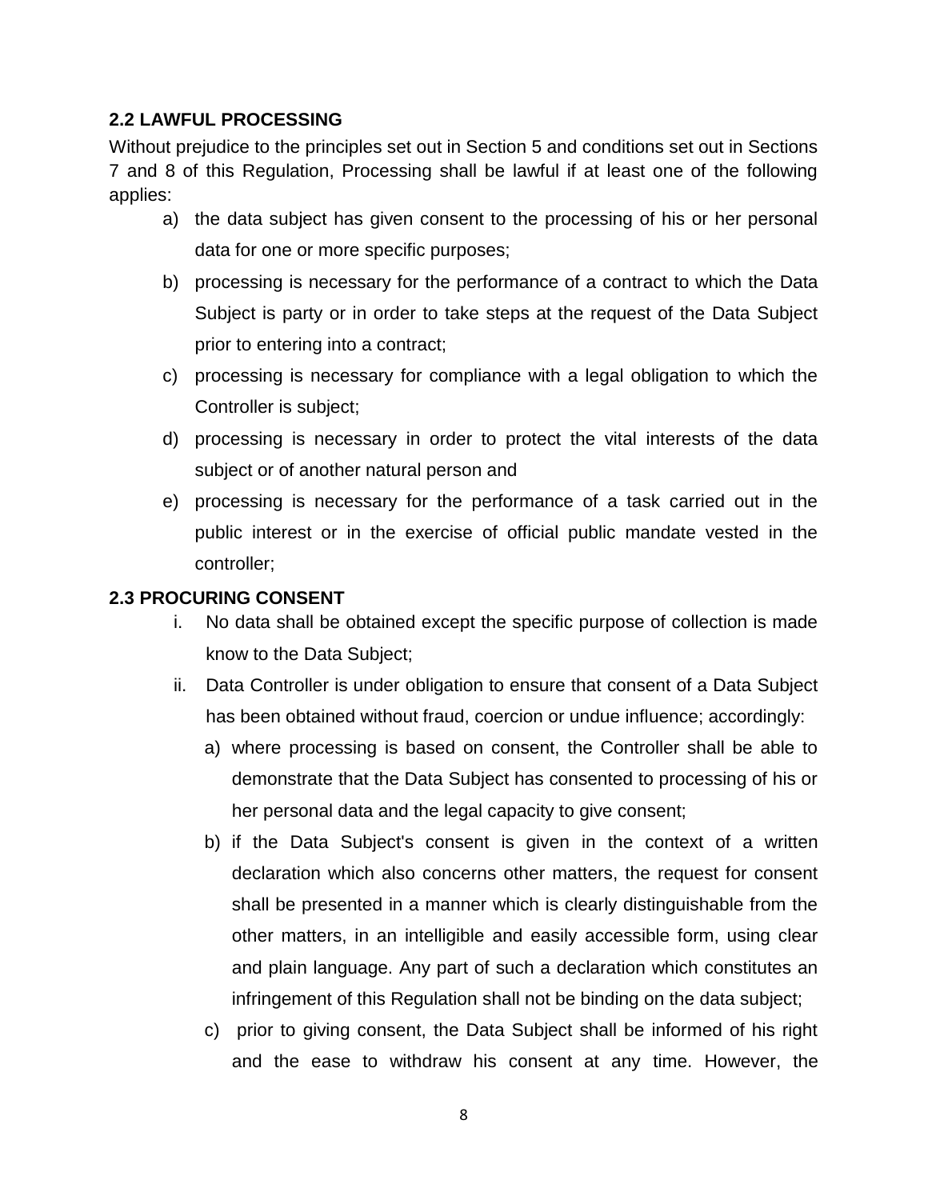### 2.2 LAWFUL PROCESSING

Without prejudice to the principles set out in Section 5 and conditions set out in Sections 7 and 8 of this Regulation, Processing shall be lawful if at least one of the following applies:

a) the data subject has given consent to the processing of his or her personal data for one or more specific purposes;

b) processing is necessary for the performance of a contract to which the Data Subject is party or in order to take steps at the request of the Data Subject prior to entering into a contract;

c) processing is necessary for compliance with a legal obligation to which the Controller is subject;

d) processing is necessary in order to protect the vital interests of the data subject or of another natural person and

e) processing is necessary for the performance of a task carried out in the public interest or in the exercise of official public mandate vested in the controller;

### 2.3 PROCURING CONSENT

i. No data shall be obtained except the specific purpose of collection is made know to the Data Subject;

ii. Data Controller is under obligation to ensure that consent of a Data Subject has been obtained without fraud, coercion or undue influence; accordingly:

   a) where processing is based on consent, the Controller shall be able to demonstrate that the Data Subject has consented to processing of his or her personal data and the legal capacity to give consent;

   b) if the Data Subject's consent is given in the context of a written declaration which also concerns other matters, the request for consent shall be presented in a manner which is clearly distinguishable from the other matters, in an intelligible and easily accessible form, using clear and plain language. Any part of such a declaration which constitutes an infringement of this Regulation shall not be binding on the data subject;

   c) prior to giving consent, the Data Subject shall be informed of his right and the ease to withdraw his consent at any time. However, the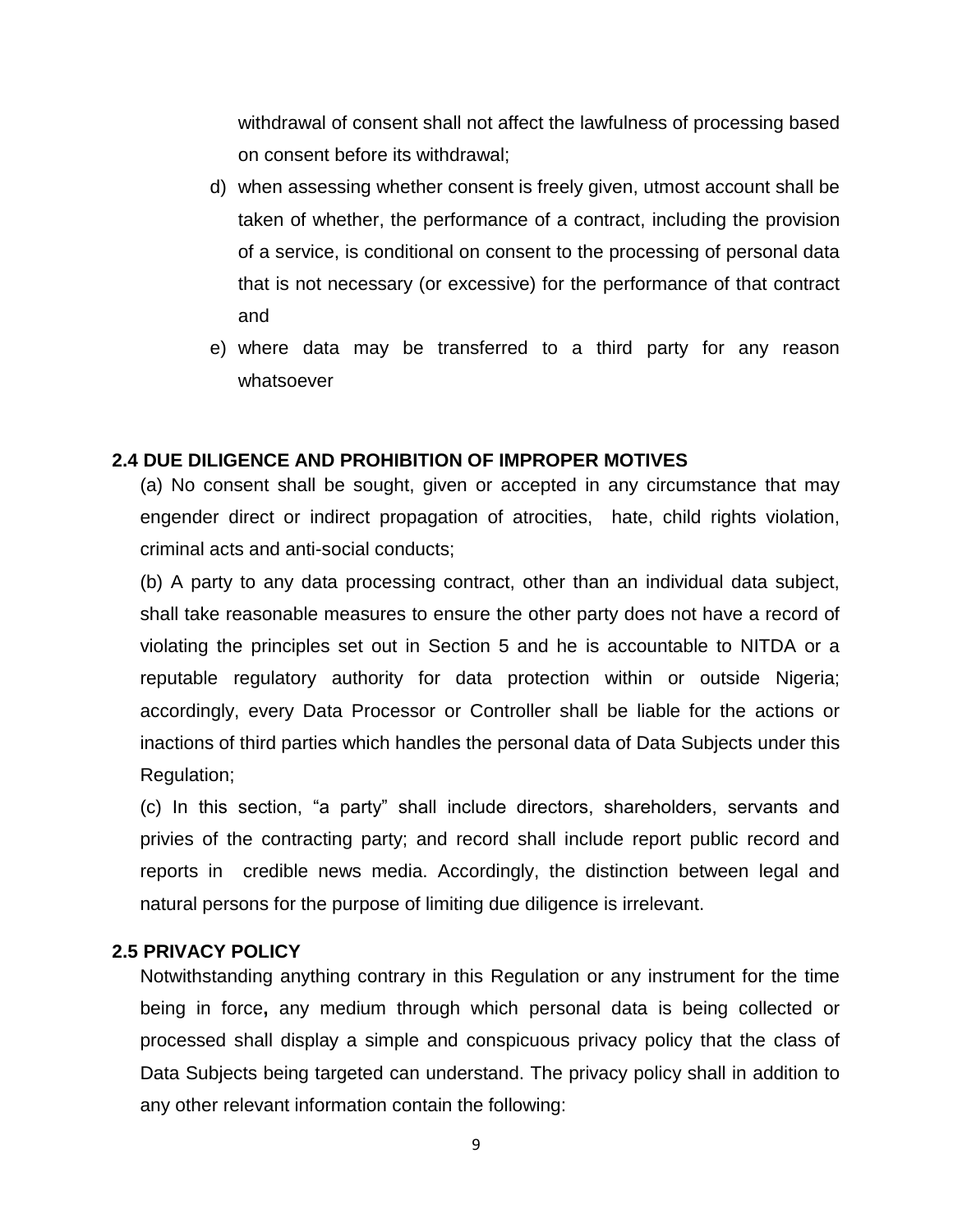withdrawal of consent shall not affect the lawfulness of processing based on consent before its withdrawal;

d) when assessing whether consent is freely given, utmost account shall be taken of whether, the performance of a contract, including the provision of a service, is conditional on consent to the processing of personal data that is not necessary (or excessive) for the performance of that contract and

e) where data may be transferred to a third party for any reason whatsoever

### 2.4 DUE DILIGENCE AND PROHIBITION OF IMPROPER MOTIVES

(a) No consent shall be sought, given or accepted in any circumstance that may engender direct or indirect propagation of atrocities, hate, child rights violation, criminal acts and anti-social conducts;

(b) A party to any data processing contract, other than an individual data subject, shall take reasonable measures to ensure the other party does not have a record of violating the principles set out in Section 5 and he is accountable to NITDA or a reputable regulatory authority for data protection within or outside Nigeria; accordingly, every Data Processor or Controller shall be liable for the actions or inactions of third parties which handles the personal data of Data Subjects under this Regulation;

(c) In this section, "a party" shall include directors, shareholders, servants and privies of the contracting party; and record shall include report public record and reports in credible news media. Accordingly, the distinction between legal and natural persons for the purpose of limiting due diligence is irrelevant.

### 2.5 PRIVACY POLICY

Notwithstanding anything contrary in this Regulation or any instrument for the time being in force**,** any medium through which personal data is being collected or processed shall display a simple and conspicuous privacy policy that the class of Data Subjects being targeted can understand. The privacy policy shall in addition to any other relevant information contain the following: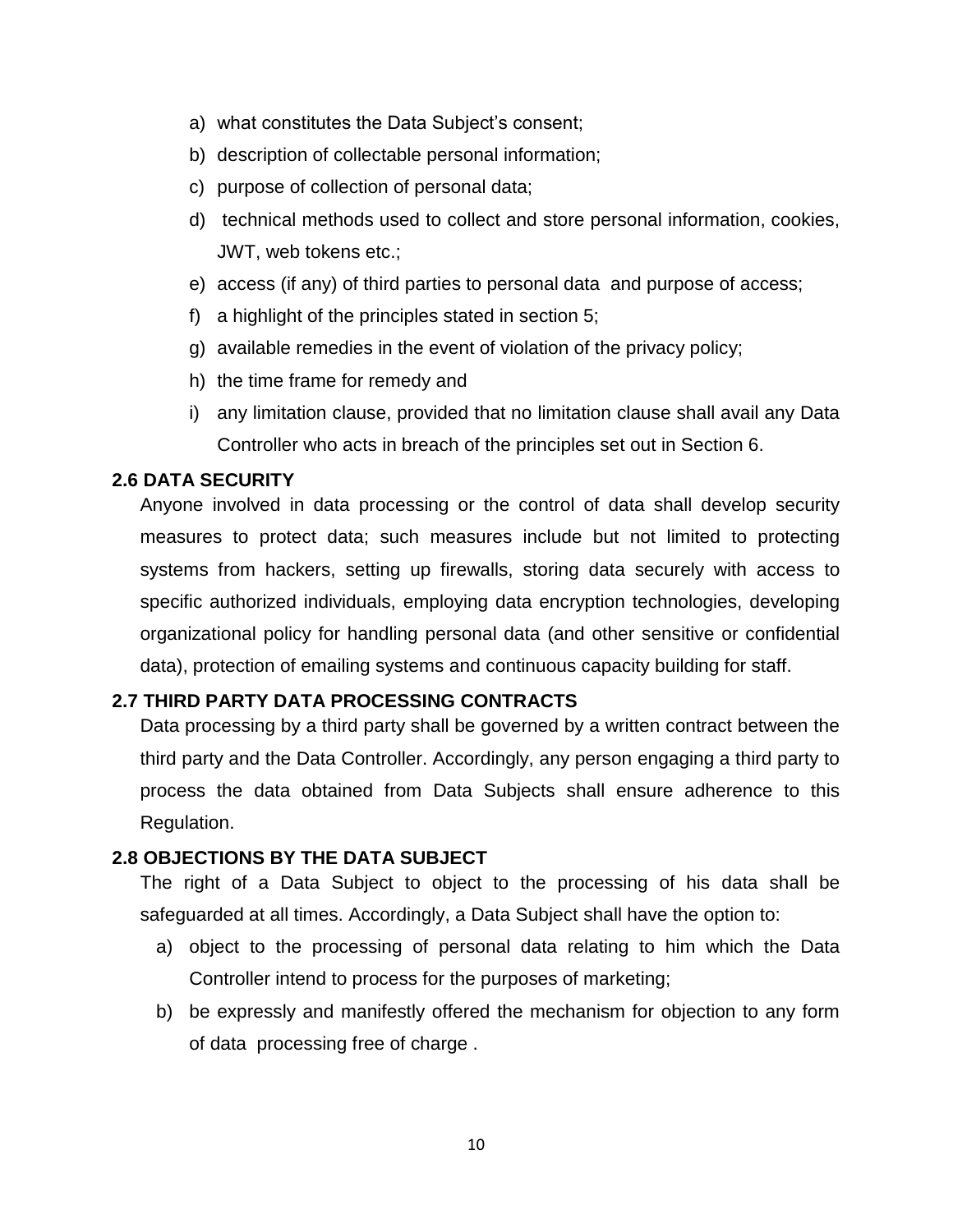a) what constitutes the Data Subject's consent;
b) description of collectable personal information;
c) purpose of collection of personal data;
d) technical methods used to collect and store personal information, cookies, JWT, web tokens etc.;
e) access (if any) of third parties to personal data and purpose of access;
f) a highlight of the principles stated in section 5;
g) available remedies in the event of violation of the privacy policy;
h) the time frame for remedy and
i) any limitation clause, provided that no limitation clause shall avail any Data Controller who acts in breach of the principles set out in Section 6.

### 2.6 DATA SECURITY

Anyone involved in data processing or the control of data shall develop security measures to protect data; such measures include but not limited to protecting systems from hackers, setting up firewalls, storing data securely with access to specific authorized individuals, employing data encryption technologies, developing organizational policy for handling personal data (and other sensitive or confidential data), protection of emailing systems and continuous capacity building for staff.

### 2.7 THIRD PARTY DATA PROCESSING CONTRACTS

Data processing by a third party shall be governed by a written contract between the third party and the Data Controller. Accordingly, any person engaging a third party to process the data obtained from Data Subjects shall ensure adherence to this Regulation.

### 2.8 OBJECTIONS BY THE DATA SUBJECT

The right of a Data Subject to object to the processing of his data shall be safeguarded at all times. Accordingly, a Data Subject shall have the option to:

a) object to the processing of personal data relating to him which the Data Controller intend to process for the purposes of marketing;
b) be expressly and manifestly offered the mechanism for objection to any form of data processing free of charge .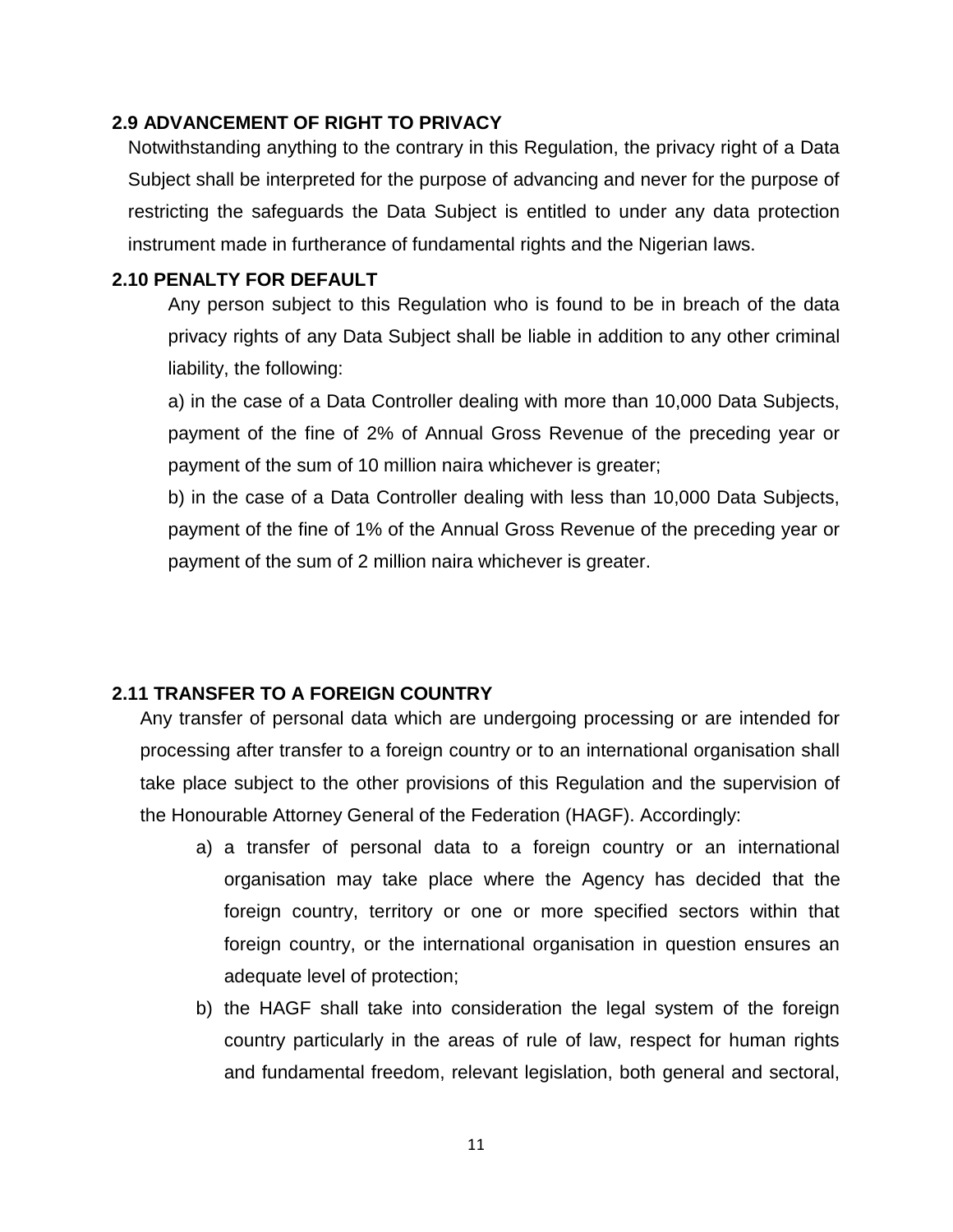### 2.9 ADVANCEMENT OF RIGHT TO PRIVACY

Notwithstanding anything to the contrary in this Regulation, the privacy right of a Data Subject shall be interpreted for the purpose of advancing and never for the purpose of restricting the safeguards the Data Subject is entitled to under any data protection instrument made in furtherance of fundamental rights and the Nigerian laws.

### 2.10 PENALTY FOR DEFAULT

Any person subject to this Regulation who is found to be in breach of the data privacy rights of any Data Subject shall be liable in addition to any other criminal liability, the following:

a) in the case of a Data Controller dealing with more than 10,000 Data Subjects, payment of the fine of 2% of Annual Gross Revenue of the preceding year or payment of the sum of 10 million naira whichever is greater;

b) in the case of a Data Controller dealing with less than 10,000 Data Subjects, payment of the fine of 1% of the Annual Gross Revenue of the preceding year or payment of the sum of 2 million naira whichever is greater.

### 2.11 TRANSFER TO A FOREIGN COUNTRY

Any transfer of personal data which are undergoing processing or are intended for processing after transfer to a foreign country or to an international organisation shall take place subject to the other provisions of this Regulation and the supervision of the Honourable Attorney General of the Federation (HAGF). Accordingly:

a) a transfer of personal data to a foreign country or an international organisation may take place where the Agency has decided that the foreign country, territory or one or more specified sectors within that foreign country, or the international organisation in question ensures an adequate level of protection;

b) the HAGF shall take into consideration the legal system of the foreign country particularly in the areas of rule of law, respect for human rights and fundamental freedom, relevant legislation, both general and sectoral,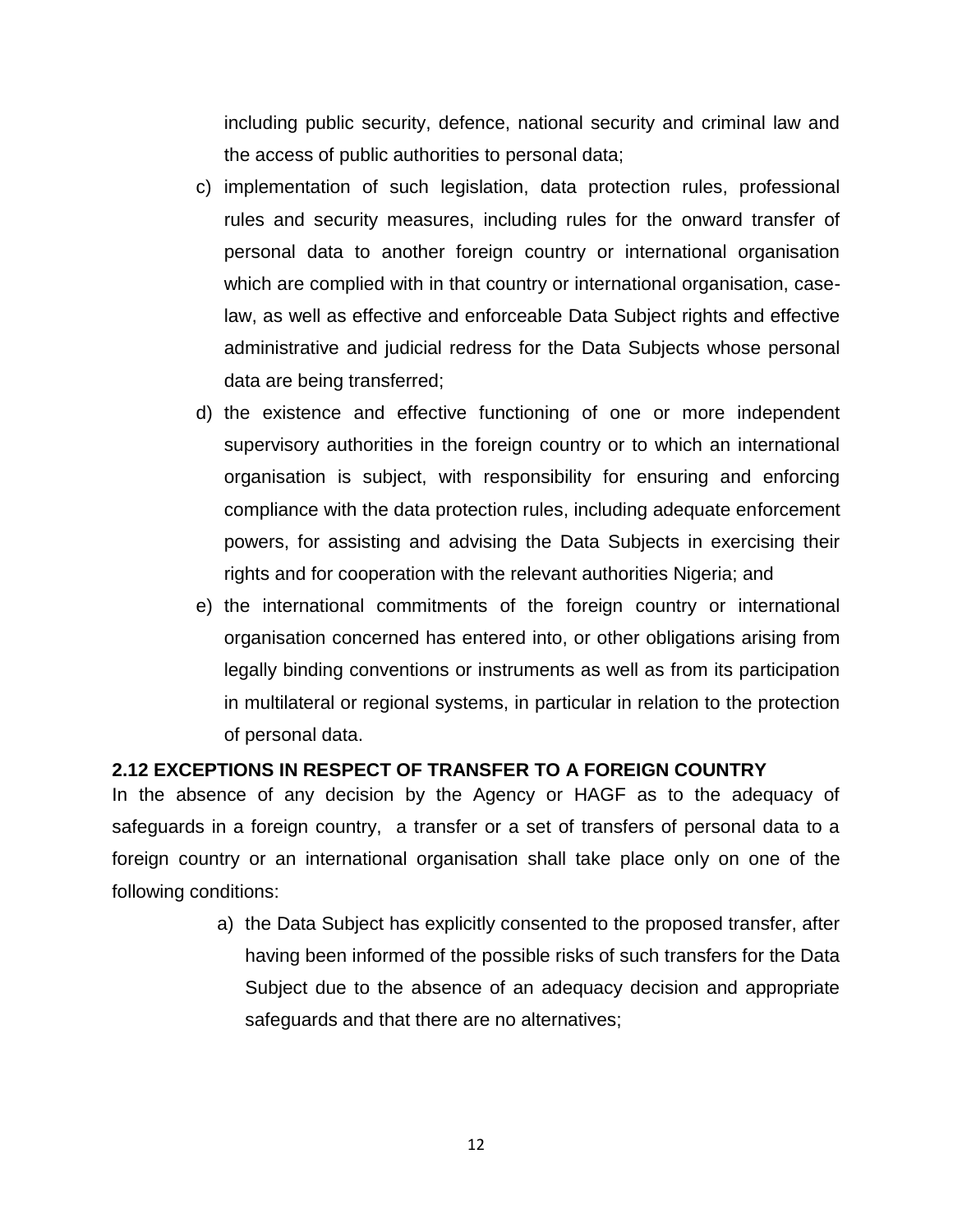including public security, defence, national security and criminal law and the access of public authorities to personal data;

c) implementation of such legislation, data protection rules, professional rules and security measures, including rules for the onward transfer of personal data to another foreign country or international organisation which are complied with in that country or international organisation, case-law, as well as effective and enforceable Data Subject rights and effective administrative and judicial redress for the Data Subjects whose personal data are being transferred;

d) the existence and effective functioning of one or more independent supervisory authorities in the foreign country or to which an international organisation is subject, with responsibility for ensuring and enforcing compliance with the data protection rules, including adequate enforcement powers, for assisting and advising the Data Subjects in exercising their rights and for cooperation with the relevant authorities Nigeria; and

e) the international commitments of the foreign country or international organisation concerned has entered into, or other obligations arising from legally binding conventions or instruments as well as from its participation in multilateral or regional systems, in particular in relation to the protection of personal data.

**2.12 EXCEPTIONS IN RESPECT OF TRANSFER TO A FOREIGN COUNTRY**

In the absence of any decision by the Agency or HAGF as to the adequacy of safeguards in a foreign country, a transfer or a set of transfers of personal data to a foreign country or an international organisation shall take place only on one of the following conditions:

a) the Data Subject has explicitly consented to the proposed transfer, after having been informed of the possible risks of such transfers for the Data Subject due to the absence of an adequacy decision and appropriate safeguards and that there are no alternatives;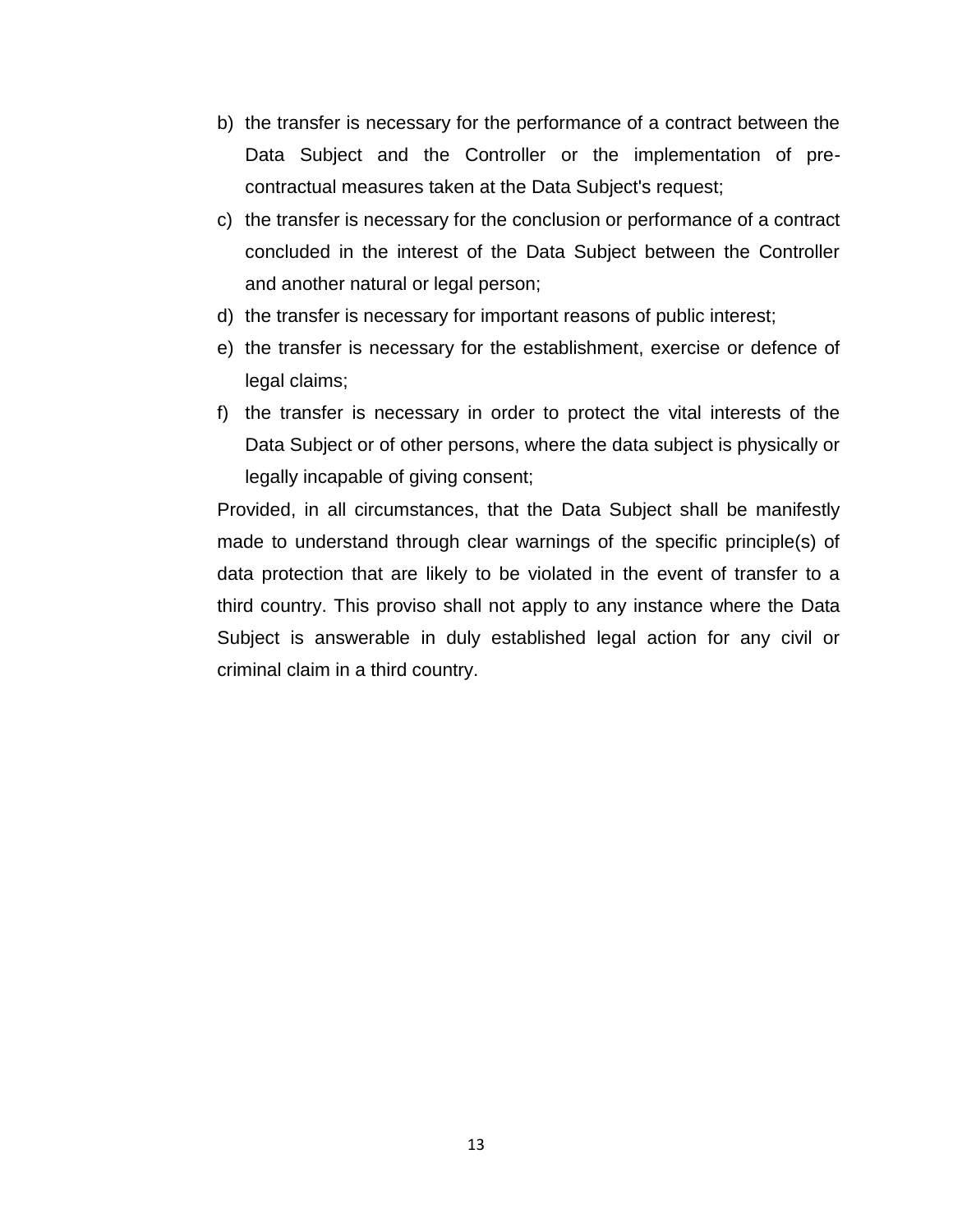b) the transfer is necessary for the performance of a contract between the Data Subject and the Controller or the implementation of pre-contractual measures taken at the Data Subject's request;
c) the transfer is necessary for the conclusion or performance of a contract concluded in the interest of the Data Subject between the Controller and another natural or legal person;
d) the transfer is necessary for important reasons of public interest;
e) the transfer is necessary for the establishment, exercise or defence of legal claims;
f) the transfer is necessary in order to protect the vital interests of the Data Subject or of other persons, where the data subject is physically or legally incapable of giving consent;

Provided, in all circumstances, that the Data Subject shall be manifestly made to understand through clear warnings of the specific principle(s) of data protection that are likely to be violated in the event of transfer to a third country. This proviso shall not apply to any instance where the Data Subject is answerable in duly established legal action for any civil or criminal claim in a third country.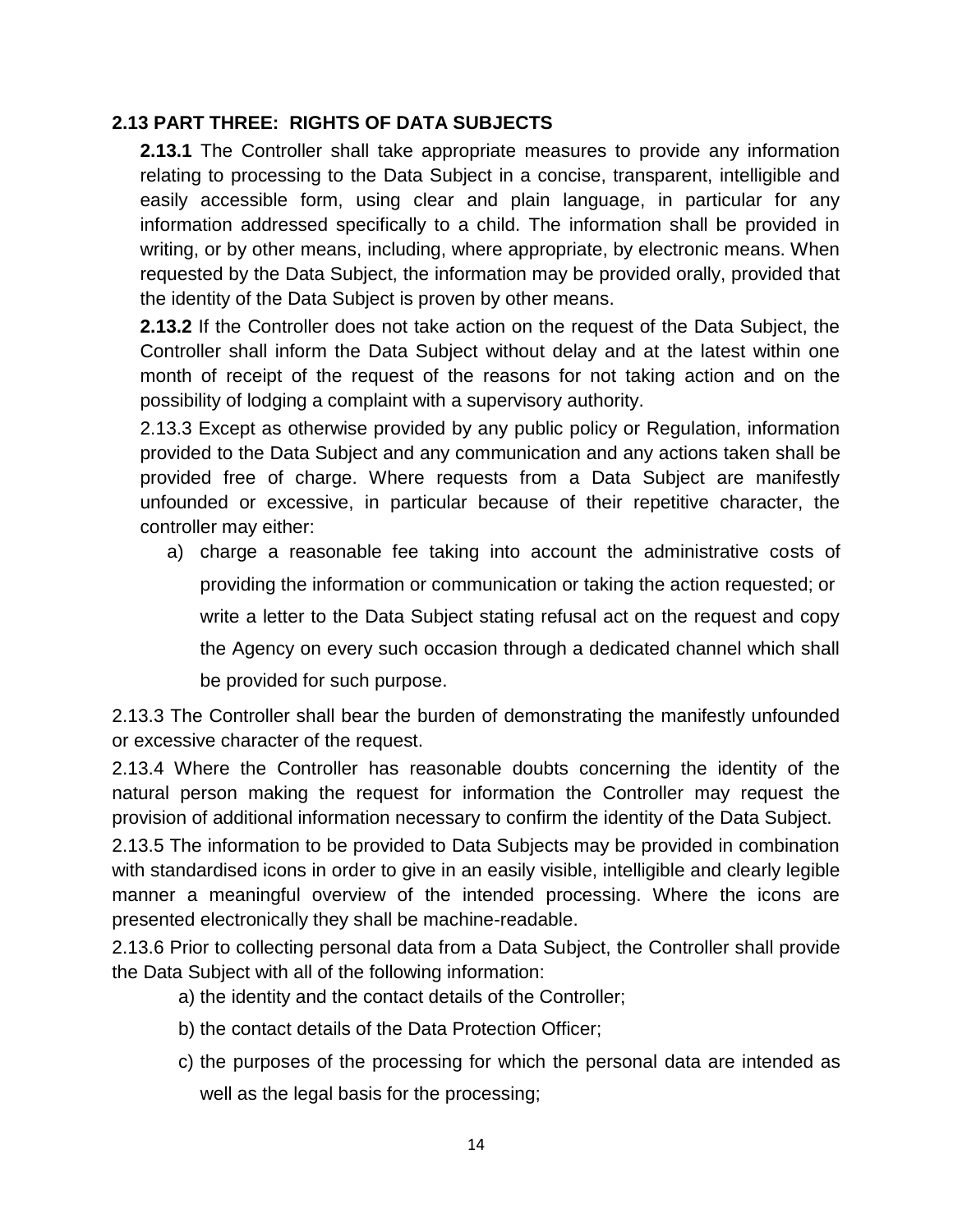## 2.13 PART THREE: RIGHTS OF DATA SUBJECTS

**2.13.1** The Controller shall take appropriate measures to provide any information relating to processing to the Data Subject in a concise, transparent, intelligible and easily accessible form, using clear and plain language, in particular for any information addressed specifically to a child. The information shall be provided in writing, or by other means, including, where appropriate, by electronic means. When requested by the Data Subject, the information may be provided orally, provided that the identity of the Data Subject is proven by other means.

**2.13.2** If the Controller does not take action on the request of the Data Subject, the Controller shall inform the Data Subject without delay and at the latest within one month of receipt of the request of the reasons for not taking action and on the possibility of lodging a complaint with a supervisory authority.

2.13.3 Except as otherwise provided by any public policy or Regulation, information provided to the Data Subject and any communication and any actions taken shall be provided free of charge. Where requests from a Data Subject are manifestly unfounded or excessive, in particular because of their repetitive character, the controller may either:

a) charge a reasonable fee taking into account the administrative costs of providing the information or communication or taking the action requested; or write a letter to the Data Subject stating refusal act on the request and copy the Agency on every such occasion through a dedicated channel which shall be provided for such purpose.

2.13.3 The Controller shall bear the burden of demonstrating the manifestly unfounded or excessive character of the request.

2.13.4 Where the Controller has reasonable doubts concerning the identity of the natural person making the request for information the Controller may request the provision of additional information necessary to confirm the identity of the Data Subject.

2.13.5 The information to be provided to Data Subjects may be provided in combination with standardised icons in order to give in an easily visible, intelligible and clearly legible manner a meaningful overview of the intended processing. Where the icons are presented electronically they shall be machine-readable.

2.13.6 Prior to collecting personal data from a Data Subject, the Controller shall provide the Data Subject with all of the following information:

a) the identity and the contact details of the Controller;

b) the contact details of the Data Protection Officer;

c) the purposes of the processing for which the personal data are intended as well as the legal basis for the processing;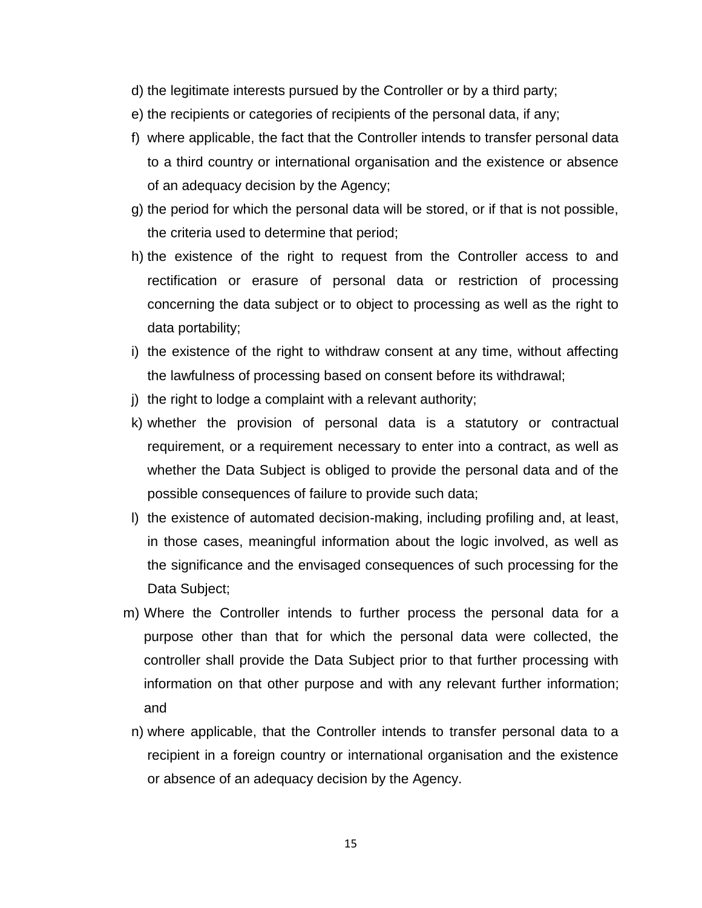d) the legitimate interests pursued by the Controller or by a third party;
e) the recipients or categories of recipients of the personal data, if any;
f) where applicable, the fact that the Controller intends to transfer personal data to a third country or international organisation and the existence or absence of an adequacy decision by the Agency;
g) the period for which the personal data will be stored, or if that is not possible, the criteria used to determine that period;
h) the existence of the right to request from the Controller access to and rectification or erasure of personal data or restriction of processing concerning the data subject or to object to processing as well as the right to data portability;
i) the existence of the right to withdraw consent at any time, without affecting the lawfulness of processing based on consent before its withdrawal;
j) the right to lodge a complaint with a relevant authority;
k) whether the provision of personal data is a statutory or contractual requirement, or a requirement necessary to enter into a contract, as well as whether the Data Subject is obliged to provide the personal data and of the possible consequences of failure to provide such data;
l) the existence of automated decision-making, including profiling and, at least, in those cases, meaningful information about the logic involved, as well as the significance and the envisaged consequences of such processing for the Data Subject;
m) Where the Controller intends to further process the personal data for a purpose other than that for which the personal data were collected, the controller shall provide the Data Subject prior to that further processing with information on that other purpose and with any relevant further information; and
n) where applicable, that the Controller intends to transfer personal data to a recipient in a foreign country or international organisation and the existence or absence of an adequacy decision by the Agency.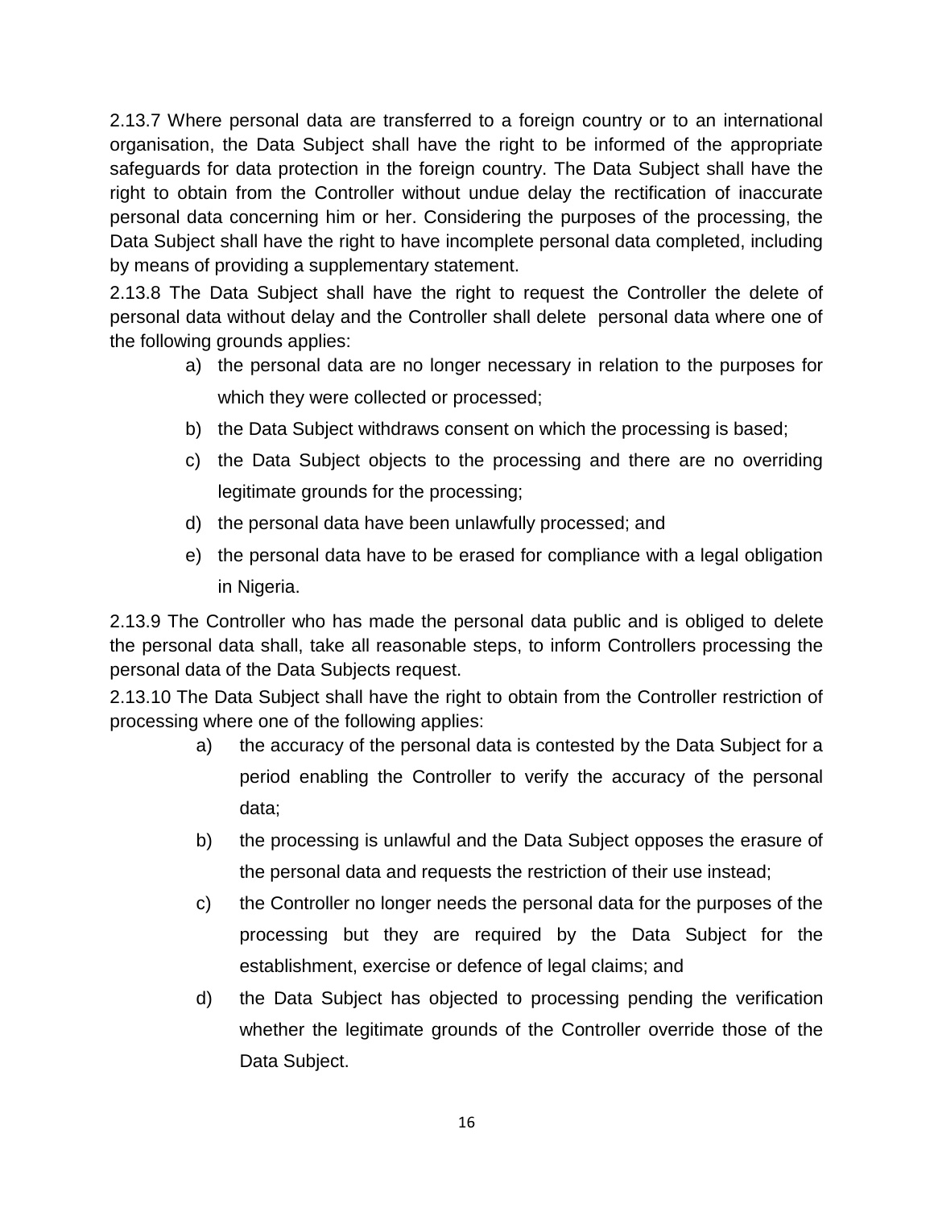2.13.7 Where personal data are transferred to a foreign country or to an international organisation, the Data Subject shall have the right to be informed of the appropriate safeguards for data protection in the foreign country. The Data Subject shall have the right to obtain from the Controller without undue delay the rectification of inaccurate personal data concerning him or her. Considering the purposes of the processing, the Data Subject shall have the right to have incomplete personal data completed, including by means of providing a supplementary statement.

2.13.8 The Data Subject shall have the right to request the Controller the delete of personal data without delay and the Controller shall delete personal data where one of the following grounds applies:

a) the personal data are no longer necessary in relation to the purposes for which they were collected or processed;
b) the Data Subject withdraws consent on which the processing is based;
c) the Data Subject objects to the processing and there are no overriding legitimate grounds for the processing;
d) the personal data have been unlawfully processed; and
e) the personal data have to be erased for compliance with a legal obligation in Nigeria.

2.13.9 The Controller who has made the personal data public and is obliged to delete the personal data shall, take all reasonable steps, to inform Controllers processing the personal data of the Data Subjects request.

2.13.10 The Data Subject shall have the right to obtain from the Controller restriction of processing where one of the following applies:

a) the accuracy of the personal data is contested by the Data Subject for a period enabling the Controller to verify the accuracy of the personal data;
b) the processing is unlawful and the Data Subject opposes the erasure of the personal data and requests the restriction of their use instead;
c) the Controller no longer needs the personal data for the purposes of the processing but they are required by the Data Subject for the establishment, exercise or defence of legal claims; and
d) the Data Subject has objected to processing pending the verification whether the legitimate grounds of the Controller override those of the Data Subject.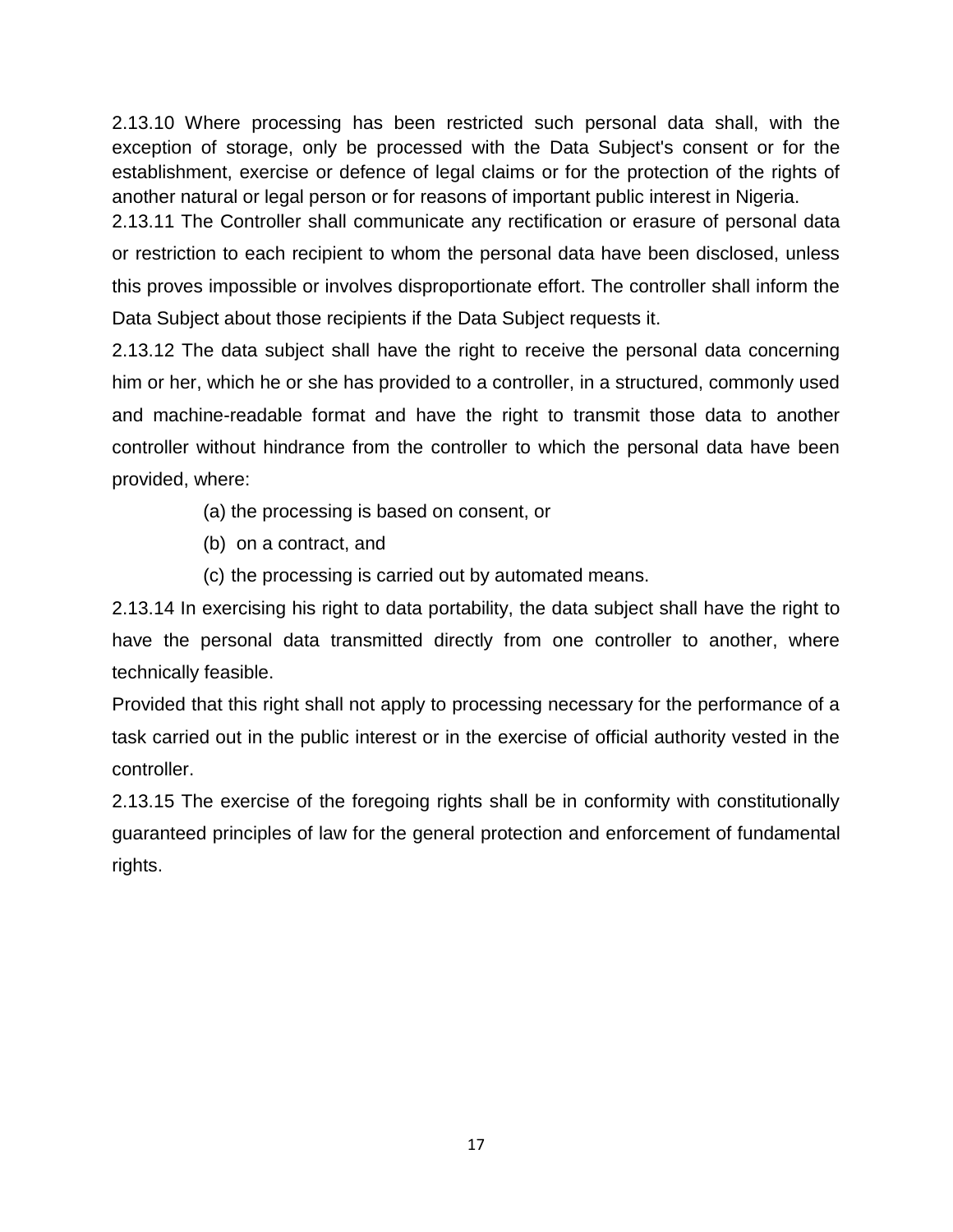2.13.10 Where processing has been restricted such personal data shall, with the exception of storage, only be processed with the Data Subject's consent or for the establishment, exercise or defence of legal claims or for the protection of the rights of another natural or legal person or for reasons of important public interest in Nigeria.

2.13.11 The Controller shall communicate any rectification or erasure of personal data or restriction to each recipient to whom the personal data have been disclosed, unless this proves impossible or involves disproportionate effort. The controller shall inform the Data Subject about those recipients if the Data Subject requests it.

2.13.12 The data subject shall have the right to receive the personal data concerning him or her, which he or she has provided to a controller, in a structured, commonly used and machine-readable format and have the right to transmit those data to another controller without hindrance from the controller to which the personal data have been provided, where:

(a) the processing is based on consent, or

(b) on a contract, and

(c) the processing is carried out by automated means.

2.13.14 In exercising his right to data portability, the data subject shall have the right to have the personal data transmitted directly from one controller to another, where technically feasible.

Provided that this right shall not apply to processing necessary for the performance of a task carried out in the public interest or in the exercise of official authority vested in the controller.

2.13.15 The exercise of the foregoing rights shall be in conformity with constitutionally guaranteed principles of law for the general protection and enforcement of fundamental rights.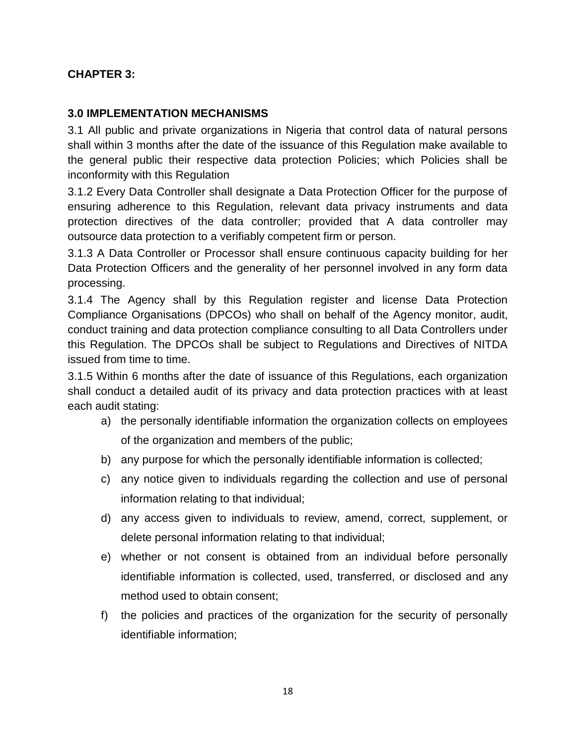**CHAPTER 3:**

**3.0 IMPLEMENTATION MECHANISMS**

3.1 All public and private organizations in Nigeria that control data of natural persons shall within 3 months after the date of the issuance of this Regulation make available to the general public their respective data protection Policies; which Policies shall be inconformity with this Regulation

3.1.2 Every Data Controller shall designate a Data Protection Officer for the purpose of ensuring adherence to this Regulation, relevant data privacy instruments and data protection directives of the data controller; provided that A data controller may outsource data protection to a verifiably competent firm or person.

3.1.3 A Data Controller or Processor shall ensure continuous capacity building for her Data Protection Officers and the generality of her personnel involved in any form data processing.

3.1.4 The Agency shall by this Regulation register and license Data Protection Compliance Organisations (DPCOs) who shall on behalf of the Agency monitor, audit, conduct training and data protection compliance consulting to all Data Controllers under this Regulation. The DPCOs shall be subject to Regulations and Directives of NITDA issued from time to time.

3.1.5 Within 6 months after the date of issuance of this Regulations, each organization shall conduct a detailed audit of its privacy and data protection practices with at least each audit stating:

a) the personally identifiable information the organization collects on employees of the organization and members of the public;
b) any purpose for which the personally identifiable information is collected;
c) any notice given to individuals regarding the collection and use of personal information relating to that individual;
d) any access given to individuals to review, amend, correct, supplement, or delete personal information relating to that individual;
e) whether or not consent is obtained from an individual before personally identifiable information is collected, used, transferred, or disclosed and any method used to obtain consent;
f) the policies and practices of the organization for the security of personally identifiable information;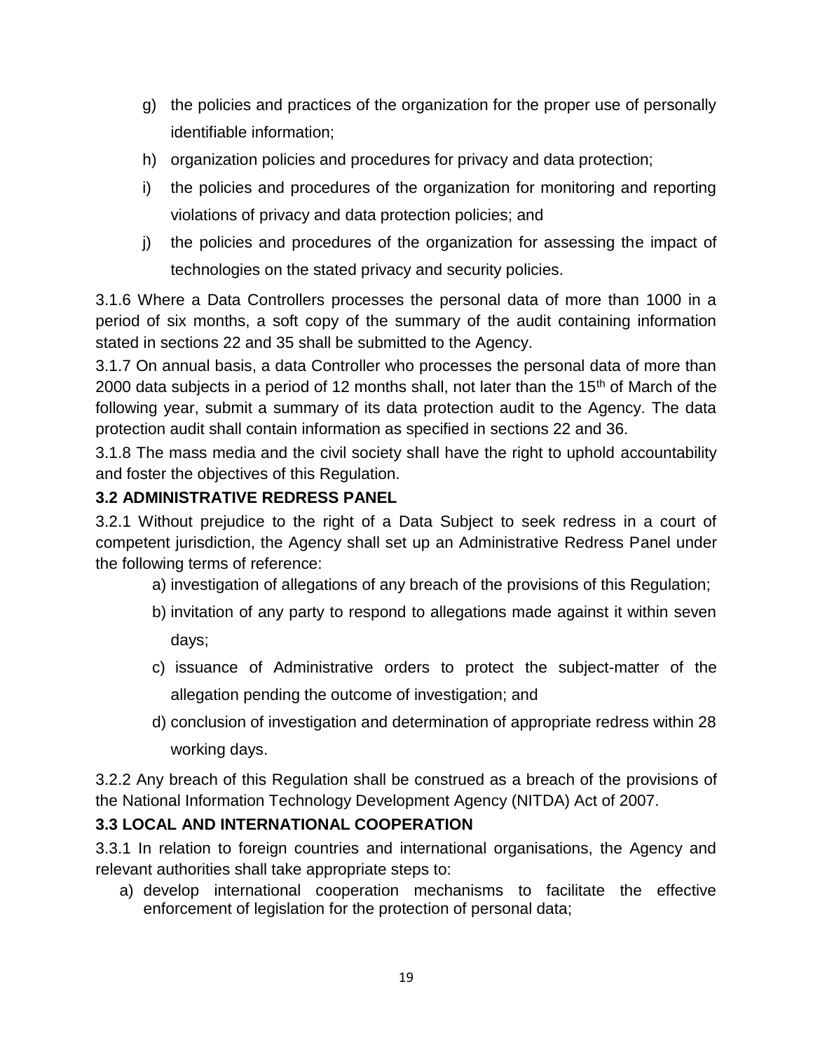g) the policies and practices of the organization for the proper use of personally identifiable information;

h) organization policies and procedures for privacy and data protection;

i) the policies and procedures of the organization for monitoring and reporting violations of privacy and data protection policies; and

j) the policies and procedures of the organization for assessing the impact of technologies on the stated privacy and security policies.

3.1.6 Where a Data Controllers processes the personal data of more than 1000 in a period of six months, a soft copy of the summary of the audit containing information stated in sections 22 and 35 shall be submitted to the Agency.

3.1.7 On annual basis, a data Controller who processes the personal data of more than 2000 data subjects in a period of 12 months shall, not later than the 15th of March of the following year, submit a summary of its data protection audit to the Agency. The data protection audit shall contain information as specified in sections 22 and 36.

3.1.8 The mass media and the civil society shall have the right to uphold accountability and foster the objectives of this Regulation.

**3.2 ADMINISTRATIVE REDRESS PANEL**

3.2.1 Without prejudice to the right of a Data Subject to seek redress in a court of competent jurisdiction, the Agency shall set up an Administrative Redress Panel under the following terms of reference:

a) investigation of allegations of any breach of the provisions of this Regulation;

b) invitation of any party to respond to allegations made against it within seven days;

c) issuance of Administrative orders to protect the subject-matter of the allegation pending the outcome of investigation; and

d) conclusion of investigation and determination of appropriate redress within 28 working days.

3.2.2 Any breach of this Regulation shall be construed as a breach of the provisions of the National Information Technology Development Agency (NITDA) Act of 2007.

**3.3 LOCAL AND INTERNATIONAL COOPERATION**

3.3.1 In relation to foreign countries and international organisations, the Agency and relevant authorities shall take appropriate steps to:

a) develop international cooperation mechanisms to facilitate the effective enforcement of legislation for the protection of personal data;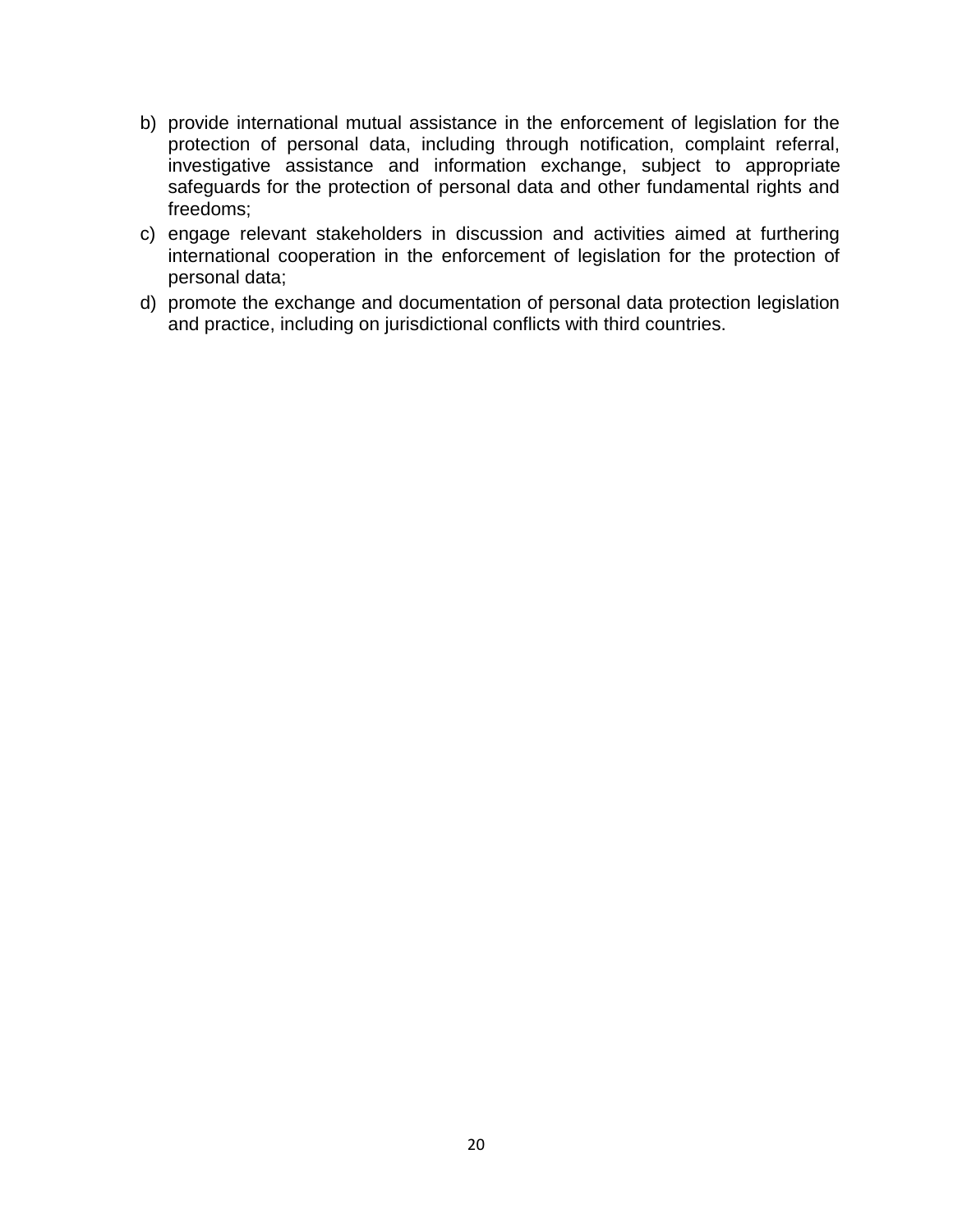b) provide international mutual assistance in the enforcement of legislation for the protection of personal data, including through notification, complaint referral, investigative assistance and information exchange, subject to appropriate safeguards for the protection of personal data and other fundamental rights and freedoms;
c) engage relevant stakeholders in discussion and activities aimed at furthering international cooperation in the enforcement of legislation for the protection of personal data;
d) promote the exchange and documentation of personal data protection legislation and practice, including on jurisdictional conflicts with third countries.